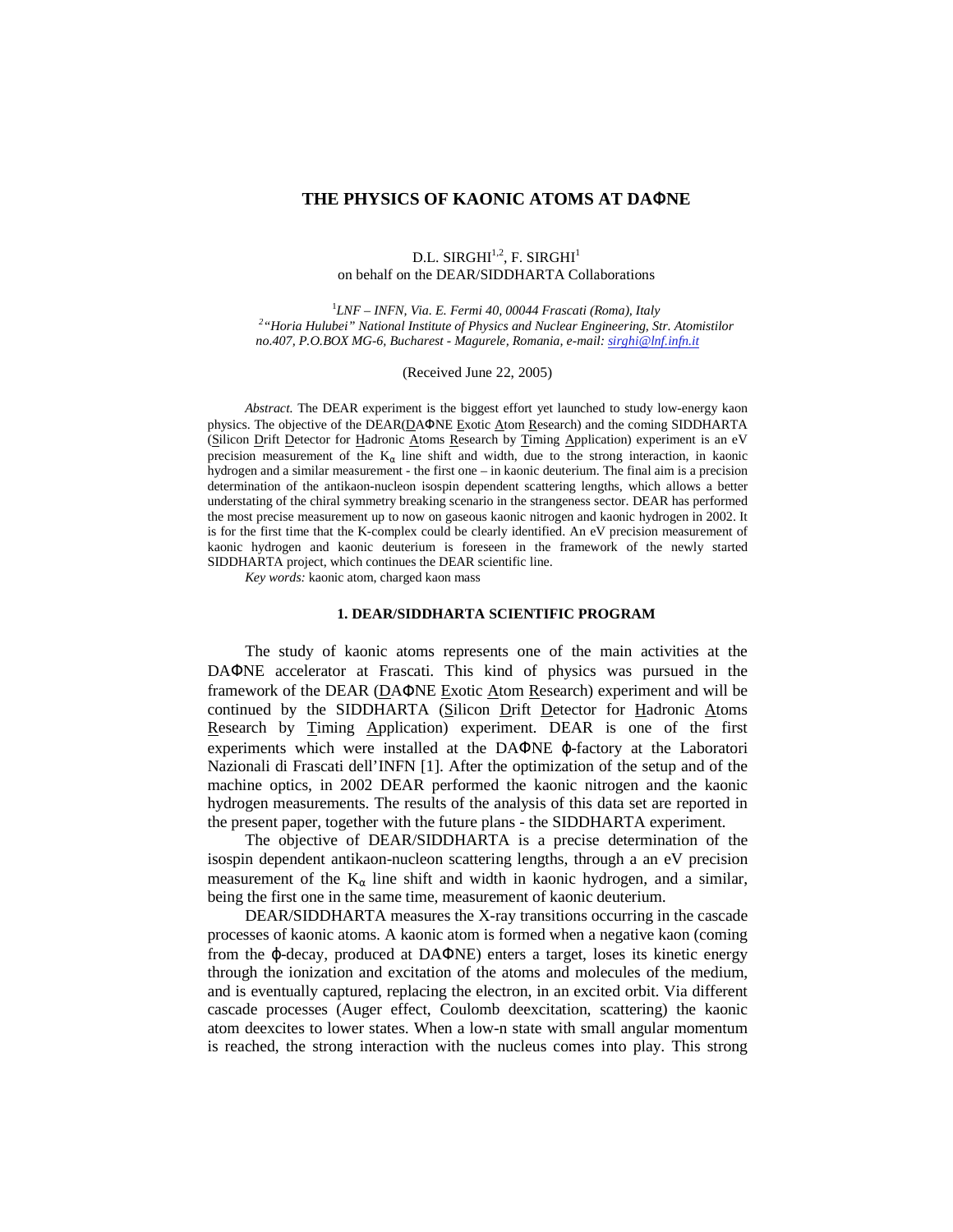# THE PHYSICS OF KAONIC ATOMS AT DAΦNE

D.L. SIRGHI[1,2], F. SIRGHI[1]
on behalf on the DEAR/SIDDHARTA Collaborations

[1]*LNF – INFN, Via. E. Fermi 40, 00044 Frascati (Roma), Italy*
[2]*"Horia Hulubei" National Institute of Physics and Nuclear Engineering, Str. Atomistilor no.407, P.O.BOX MG-6, Bucharest - Magurele, Romania, e-mail: sirghi@lnf.infn.it*

(Received June 22, 2005)

*Abstract.* The DEAR experiment is the biggest effort yet launched to study low-energy kaon physics. The objective of the DEAR(DAΦNE Exotic Atom Research) and the coming SIDDHARTA (Silicon Drift Detector for Hadronic Atoms Research by Timing Application) experiment is an eV precision measurement of the $K_\alpha$ line shift and width, due to the strong interaction, in kaonic hydrogen and a similar measurement - the first one – in kaonic deuterium. The final aim is a precision determination of the antikaon-nucleon isospin dependent scattering lengths, which allows a better understating of the chiral symmetry breaking scenario in the strangeness sector. DEAR has performed the most precise measurement up to now on gaseous kaonic nitrogen and kaonic hydrogen in 2002. It is for the first time that the K-complex could be clearly identified. An eV precision measurement of kaonic hydrogen and kaonic deuterium is foreseen in the framework of the newly started SIDDHARTA project, which continues the DEAR scientific line.

*Key words:* kaonic atom, charged kaon mass

## 1. DEAR/SIDDHARTA SCIENTIFIC PROGRAM

The study of kaonic atoms represents one of the main activities at the DAΦNE accelerator at Frascati. This kind of physics was pursued in the framework of the DEAR (DAΦNE Exotic Atom Research) experiment and will be continued by the SIDDHARTA (Silicon Drift Detector for Hadronic Atoms Research by Timing Application) experiment. DEAR is one of the first experiments which were installed at the DAΦNE φ-factory at the Laboratori Nazionali di Frascati dell'INFN [1]. After the optimization of the setup and of the machine optics, in 2002 DEAR performed the kaonic nitrogen and the kaonic hydrogen measurements. The results of the analysis of this data set are reported in the present paper, together with the future plans - the SIDDHARTA experiment.

The objective of DEAR/SIDDHARTA is a precise determination of the isospin dependent antikaon-nucleon scattering lengths, through a an eV precision measurement of the $K_\alpha$ line shift and width in kaonic hydrogen, and a similar, being the first one in the same time, measurement of kaonic deuterium.

DEAR/SIDDHARTA measures the X-ray transitions occurring in the cascade processes of kaonic atoms. A kaonic atom is formed when a negative kaon (coming from the φ-decay, produced at DAΦNE) enters a target, loses its kinetic energy through the ionization and excitation of the atoms and molecules of the medium, and is eventually captured, replacing the electron, in an excited orbit. Via different cascade processes (Auger effect, Coulomb deexcitation, scattering) the kaonic atom deexcites to lower states. When a low-n state with small angular momentum is reached, the strong interaction with the nucleus comes into play. This strong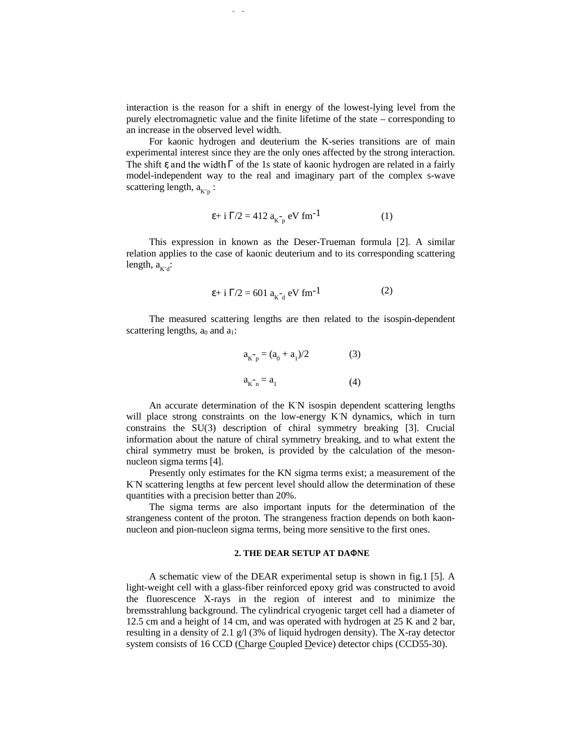interaction is the reason for a shift in energy of the lowest-lying level from the purely electromagnetic value and the finite lifetime of the state – corresponding to an increase in the observed level width.

For kaonic hydrogen and deuterium the K-series transitions are of main experimental interest since they are the only ones affected by the strong interaction. The shift $\varepsilon$ and the width $\Gamma$ of the 1s state of kaonic hydrogen are related in a fairly model-independent way to the real and imaginary part of the complex s-wave scattering length, $a_{K^-p}$ :

$$\varepsilon + i\,\Gamma/2 = 412\; a_{K^-p}\; \text{eV fm}^{-1} \qquad (1)$$

This expression in known as the Deser-Trueman formula [2]. A similar relation applies to the case of kaonic deuterium and to its corresponding scattering length, $a_{K^-d}$:

$$\varepsilon + i\,\Gamma/2 = 601\; a_{K^-d}\; \text{eV fm}^{-1} \qquad (2)$$

The measured scattering lengths are then related to the isospin-dependent scattering lengths, $a_0$ and $a_1$:

$$a_{K^-p} = (a_0 + a_1)/2 \qquad (3)$$

$$a_{K^-n} = a_1 \qquad (4)$$

An accurate determination of the $K^-N$ isospin dependent scattering lengths will place strong constraints on the low-energy $K^-N$ dynamics, which in turn constrains the SU(3) description of chiral symmetry breaking [3]. Crucial information about the nature of chiral symmetry breaking, and to what extent the chiral symmetry must be broken, is provided by the calculation of the meson-nucleon sigma terms [4].

Presently only estimates for the KN sigma terms exist; a measurement of the $K^-N$ scattering lengths at few percent level should allow the determination of these quantities with a precision better than 20%.

The sigma terms are also important inputs for the determination of the strangeness content of the proton. The strangeness fraction depends on both kaon-nucleon and pion-nucleon sigma terms, being more sensitive to the first ones.

## 2. THE DEAR SETUP AT DAΦNE

A schematic view of the DEAR experimental setup is shown in fig.1 [5]. A light-weight cell with a glass-fiber reinforced epoxy grid was constructed to avoid the fluorescence X-rays in the region of interest and to minimize the bremsstrahlung background. The cylindrical cryogenic target cell had a diameter of 12.5 cm and a height of 14 cm, and was operated with hydrogen at 25 K and 2 bar, resulting in a density of 2.1 g/l (3% of liquid hydrogen density). The X-ray detector system consists of 16 CCD (Charge Coupled Device) detector chips (CCD55-30).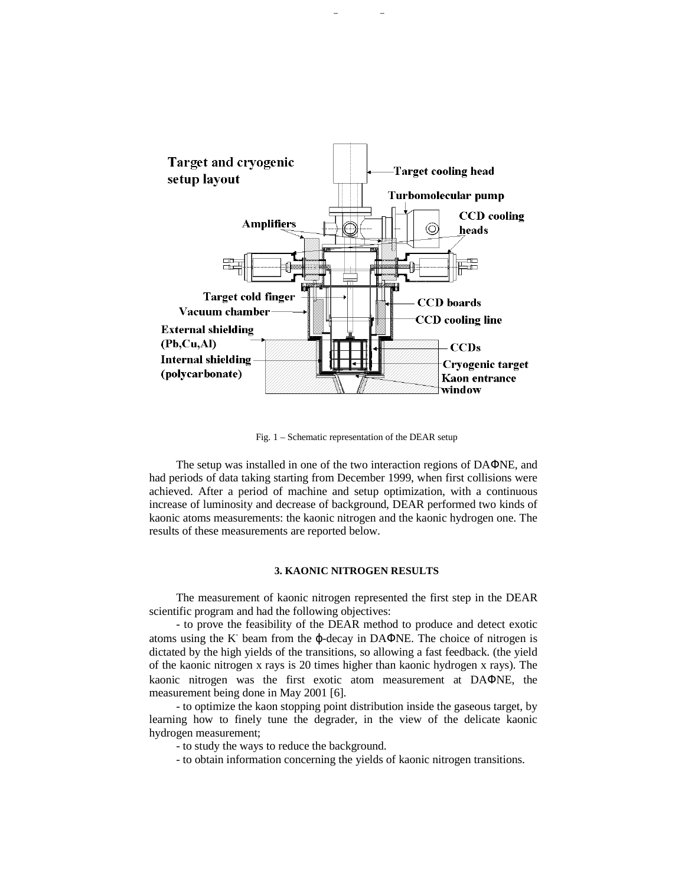Fig. 1 – Schematic representation of the DEAR setup

The setup was installed in one of the two interaction regions of DAΦNE, and had periods of data taking starting from December 1999, when first collisions were achieved. After a period of machine and setup optimization, with a continuous increase of luminosity and decrease of background, DEAR performed two kinds of kaonic atoms measurements: the kaonic nitrogen and the kaonic hydrogen one. The results of these measurements are reported below.

### 3. KAONIC NITROGEN RESULTS

The measurement of kaonic nitrogen represented the first step in the DEAR scientific program and had the following objectives:

- to prove the feasibility of the DEAR method to produce and detect exotic atoms using the $K^-$ beam from the $\phi$-decay in DAΦNE. The choice of nitrogen is dictated by the high yields of the transitions, so allowing a fast feedback. (the yield of the kaonic nitrogen x rays is 20 times higher than kaonic hydrogen x rays). The kaonic nitrogen was the first exotic atom measurement at DAΦNE, the measurement being done in May 2001 [6].

- to optimize the kaon stopping point distribution inside the gaseous target, by learning how to finely tune the degrader, in the view of the delicate kaonic hydrogen measurement;

- to study the ways to reduce the background.

- to obtain information concerning the yields of kaonic nitrogen transitions.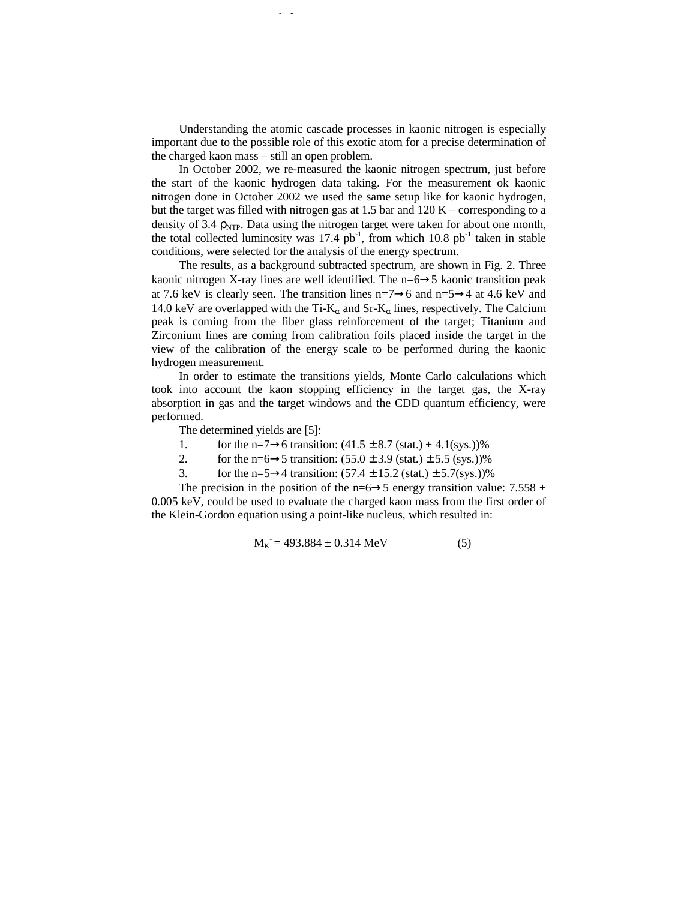Understanding the atomic cascade processes in kaonic nitrogen is especially important due to the possible role of this exotic atom for a precise determination of the charged kaon mass – still an open problem.

In October 2002, we re-measured the kaonic nitrogen spectrum, just before the start of the kaonic hydrogen data taking. For the measurement ok kaonic nitrogen done in October 2002 we used the same setup like for kaonic hydrogen, but the target was filled with nitrogen gas at 1.5 bar and 120 K – corresponding to a density of 3.4 $\rho_{NTP}$. Data using the nitrogen target were taken for about one month, the total collected luminosity was 17.4 $pb^{-1}$, from which 10.8 $pb^{-1}$ taken in stable conditions, were selected for the analysis of the energy spectrum.

The results, as a background subtracted spectrum, are shown in Fig. 2. Three kaonic nitrogen X-ray lines are well identified. The n=6→5 kaonic transition peak at 7.6 keV is clearly seen. The transition lines n=7→6 and n=5→4 at 4.6 keV and 14.0 keV are overlapped with the Ti-$K_\alpha$ and Sr-$K_\alpha$ lines, respectively. The Calcium peak is coming from the fiber glass reinforcement of the target; Titanium and Zirconium lines are coming from calibration foils placed inside the target in the view of the calibration of the energy scale to be performed during the kaonic hydrogen measurement.

In order to estimate the transitions yields, Monte Carlo calculations which took into account the kaon stopping efficiency in the target gas, the X-ray absorption in gas and the target windows and the CDD quantum efficiency, were performed.

The determined yields are [5]:

1. for the n=7→6 transition: (41.5 ± 8.7 (stat.) + 4.1(sys.))%
2. for the n=6→5 transition: (55.0 ± 3.9 (stat.) ± 5.5 (sys.))%
3. for the n=5→4 transition: (57.4 ± 15.2 (stat.) ± 5.7(sys.))%

The precision in the position of the n=6→5 energy transition value: 7.558 ± 0.005 keV, could be used to evaluate the charged kaon mass from the first order of the Klein-Gordon equation using a point-like nucleus, which resulted in:

$$M_{K^-} = 493.884 \pm 0.314 \text{ MeV} \qquad (5)$$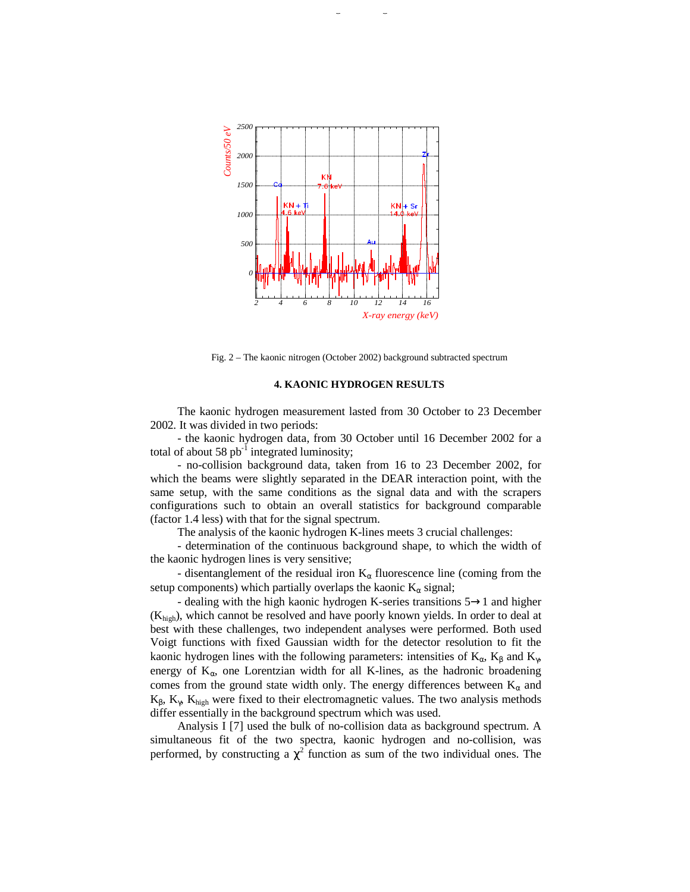Fig. 2 – The kaonic nitrogen (October 2002) background subtracted spectrum

### 4. KAONIC HYDROGEN RESULTS

The kaonic hydrogen measurement lasted from 30 October to 23 December 2002. It was divided in two periods:

- the kaonic hydrogen data, from 30 October until 16 December 2002 for a total of about 58 $pb^{-1}$ integrated luminosity;

- no-collision background data, taken from 16 to 23 December 2002, for which the beams were slightly separated in the DEAR interaction point, with the same setup, with the same conditions as the signal data and with the scrapers configurations such to obtain an overall statistics for background comparable (factor 1.4 less) with that for the signal spectrum.

The analysis of the kaonic hydrogen K-lines meets 3 crucial challenges:

- determination of the continuous background shape, to which the width of the kaonic hydrogen lines is very sensitive;

- disentanglement of the residual iron $K_\alpha$ fluorescence line (coming from the setup components) which partially overlaps the kaonic hydrogen $K_\alpha$ signal;

- dealing with the high kaonic hydrogen K-series transitions 5→1 and higher ($K_{high}$), which cannot be resolved and have poorly known yields. In order to deal at best with these challenges, two independent analyses were performed. Both used Voigt functions with fixed Gaussian width for the detector resolution to fit the kaonic hydrogen lines with the following parameters: intensities of $K_\alpha$, $K_\beta$ and $K_\gamma$, energy of $K_\alpha$, one Lorentzian width for all K-lines, as the hadronic broadening comes from the ground state width only. The energy differences between $K_\alpha$ and $K_\beta$, $K_\gamma$, $K_{high}$ were fixed to their electromagnetic values. The two analysis methods differ essentially in the background spectrum which was used.

Analysis I [7] used the bulk of no-collision data as background spectrum. A simultaneous fit of the two spectra, kaonic hydrogen and no-collision, was performed, by constructing a $\chi^2$ function as sum of the two individual ones. The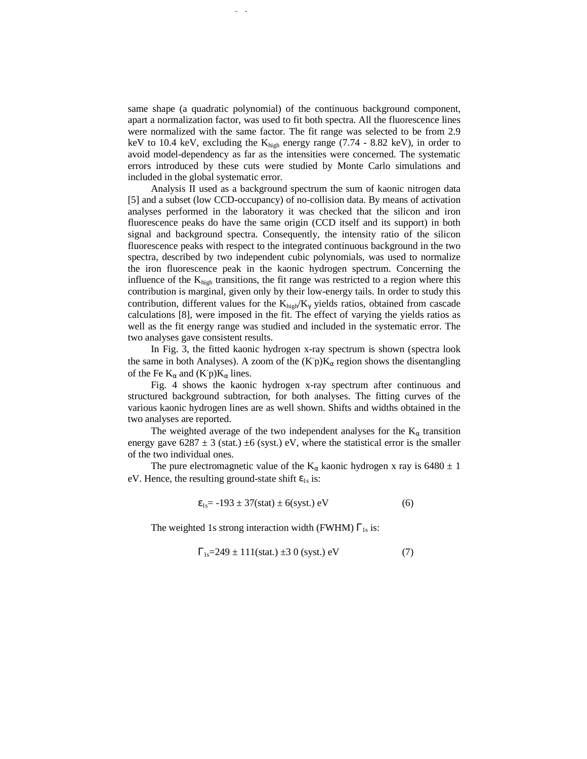same shape (a quadratic polynomial) of the continuous background component, apart a normalization factor, was used to fit both spectra. All the fluorescence lines were normalized with the same factor. The fit range was selected to be from 2.9 keV to 10.4 keV, excluding the $K_{high}$ energy range (7.74 - 8.82 keV), in order to avoid model-dependency as far as the intensities were concerned. The systematic errors introduced by these cuts were studied by Monte Carlo simulations and included in the global systematic error.

Analysis II used as a background spectrum the sum of kaonic nitrogen data [5] and a subset (low CCD-occupancy) of no-collision data. By means of activation analyses performed in the laboratory it was checked that the silicon and iron fluorescence peaks do have the same origin (CCD itself and its support) in both signal and background spectra. Consequently, the intensity ratio of the silicon fluorescence peaks with respect to the integrated continuous background in the two spectra, described by two independent cubic polynomials, was used to normalize the iron fluorescence peak in the kaonic hydrogen spectrum. Concerning the influence of the $K_{high}$ transitions, the fit range was restricted to a region where this contribution is marginal, given only by their low-energy tails. In order to study this contribution, different values for the $K_{high}/K_{\gamma}$ yields ratios, obtained from cascade calculations [8], were imposed in the fit. The effect of varying the yields ratios as well as the fit energy range was studied and included in the systematic error. The two analyses gave consistent results.

In Fig. 3, the fitted kaonic hydrogen x-ray spectrum is shown (spectra look the same in both Analyses). A zoom of the $(K^{-}p)K_{\alpha}$ region shows the disentangling of the Fe $K_{\alpha}$ and $(K^{-}p)K_{\alpha}$ lines.

Fig. 4 shows the kaonic hydrogen x-ray spectrum after continuous and structured background subtraction, for both analyses. The fitting curves of the various kaonic hydrogen lines are as well shown. Shifts and widths obtained in the two analyses are reported.

The weighted average of the two independent analyses for the $K_{\alpha}$ transition energy gave 6287 ± 3 (stat.) ±6 (syst.) eV, where the statistical error is the smaller of the two individual ones.

The pure electromagnetic value of the $K_{\alpha}$ kaonic hydrogen x ray is 6480 ± 1 eV. Hence, the resulting ground-state shift $\varepsilon_{1s}$ is:

$$\varepsilon_{1s} = -193 \pm 37(\text{stat}) \pm 6(\text{syst.})\ \text{eV} \qquad (6)$$

The weighted 1s strong interaction width (FWHM) $\Gamma_{1s}$ is:

$$\Gamma_{1s} = 249 \pm 111(\text{stat.}) \pm 3\ 0\ (\text{syst.})\ \text{eV} \qquad (7)$$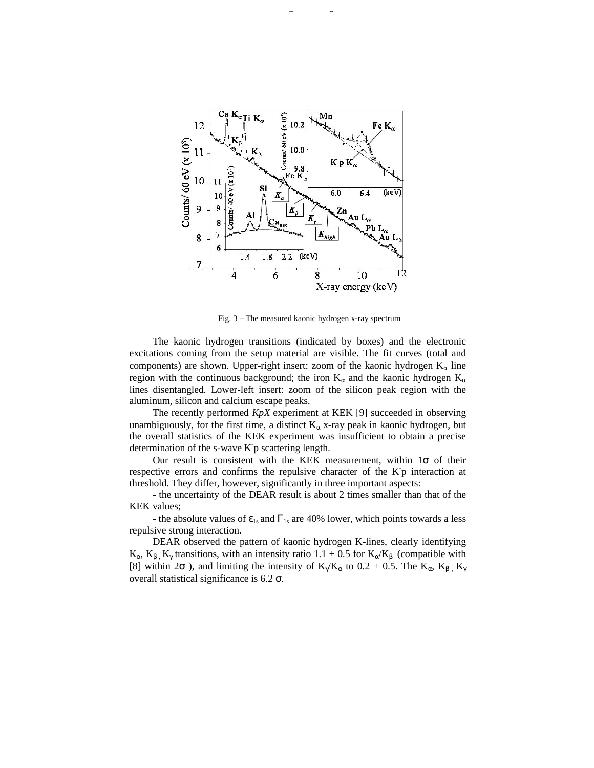Fig. 3 – The measured kaonic hydrogen x-ray spectrum

The kaonic hydrogen transitions (indicated by boxes) and the electronic excitations coming from the setup material are visible. The fit curves (total and components) are shown. Upper-right insert: zoom of the kaonic hydrogen $K_\alpha$ line region with the continuous background; the iron $K_\alpha$ and the kaonic hydrogen $K_\alpha$ lines disentangled. Lower-left insert: zoom of the silicon peak region with the aluminum, silicon and calcium escape peaks.

The recently performed *KpX* experiment at KEK [9] succeeded in observing unambiguously, for the first time, a distinct $K_\alpha$ x-ray peak in kaonic hydrogen, but the overall statistics of the KEK experiment was insufficient to obtain a precise determination of the s-wave $K^-p$ scattering length.

Our result is consistent with the KEK measurement, within $1\sigma$ of their respective errors and confirms the repulsive character of the $K^-p$ interaction at threshold. They differ, however, significantly in three important aspects:

- the uncertainty of the DEAR result is about 2 times smaller than that of the KEK values;

- the absolute values of $\varepsilon_{1s}$ and $\Gamma_{1s}$ are 40% lower, which points towards a less repulsive strong interaction.

DEAR observed the pattern of kaonic hydrogen K-lines, clearly identifying $K_\alpha$, $K_\beta$, $K_\gamma$ transitions, with an intensity ratio $1.1 \pm 0.5$ for $K_\alpha/K_\beta$ (compatible with [8] within $2\sigma$ ), and limiting the intensity of $K_\gamma/K_\alpha$ to $0.2 \pm 0.5$. The $K_\alpha$, $K_\beta$, $K_\gamma$ overall statistical significance is $6.2\ \sigma$.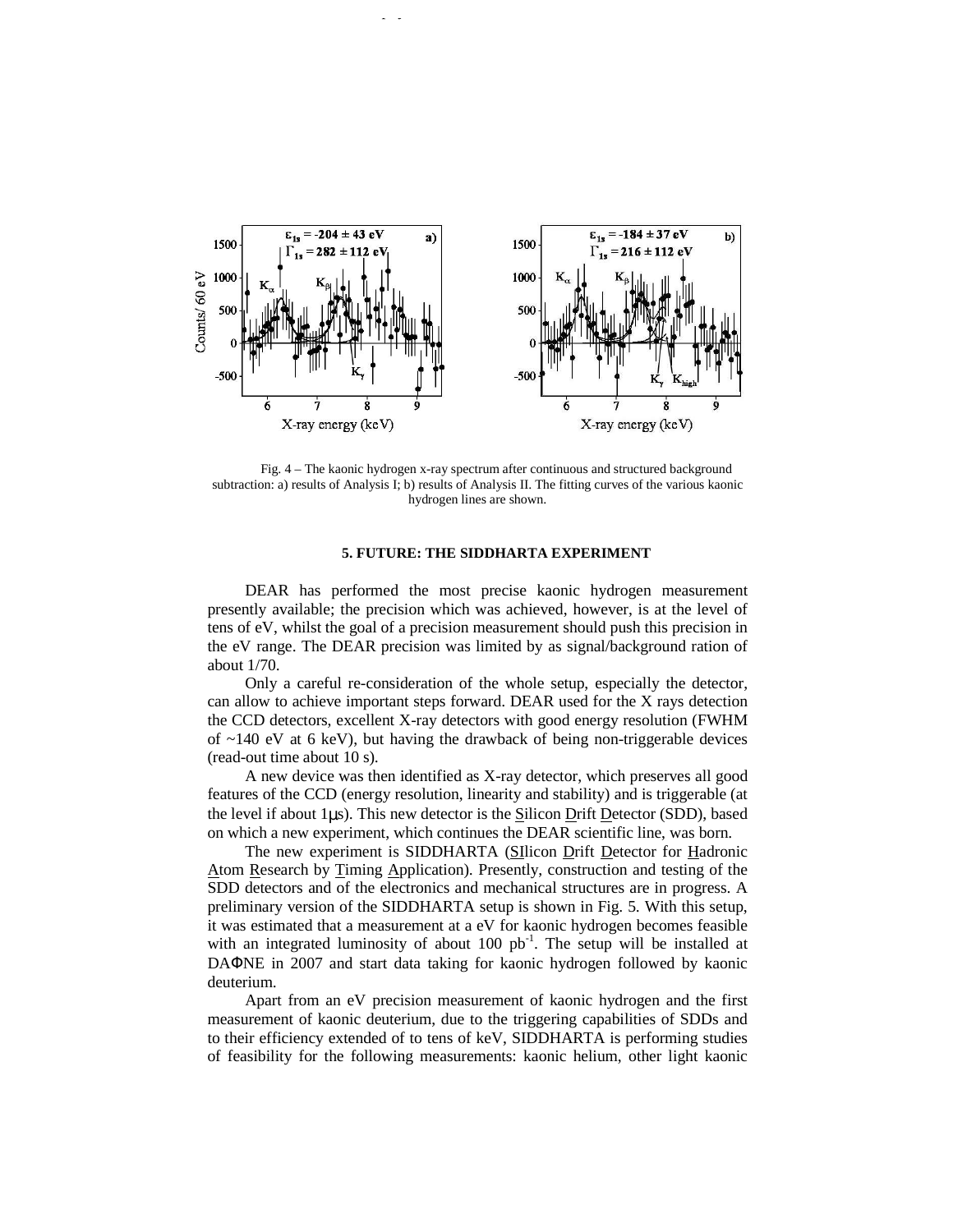Fig. 4 – The kaonic hydrogen x-ray spectrum after continuous and structured background subtraction: a) results of Analysis I; b) results of Analysis II. The fitting curves of the various kaonic hydrogen lines are shown.

### 5. FUTURE: THE SIDDHARTA EXPERIMENT

DEAR has performed the most precise kaonic hydrogen measurement presently available; the precision which was achieved, however, is at the level of tens of eV, whilst the goal of a precision measurement should push this precision in the eV range. The DEAR precision was limited by as signal/background ration of about 1/70.

Only a careful re-consideration of the whole setup, especially the detector, can allow to achieve important steps forward. DEAR used for the X rays detection the CCD detectors, excellent X-ray detectors with good energy resolution (FWHM of ~140 eV at 6 keV), but having the drawback of being non-triggerable devices (read-out time about 10 s).

A new device was then identified as X-ray detector, which preserves all good features of the CCD (energy resolution, linearity and stability) and is triggerable (at the level if about 1μs). This new detector is the Silicon Drift Detector (SDD), based on which a new experiment, which continues the DEAR scientific line, was born.

The new experiment is SIDDHARTA (SIlicon Drift Detector for Hadronic Atom Research by Timing Application). Presently, construction and testing of the SDD detectors and of the electronics and mechanical structures are in progress. A preliminary version of the SIDDHARTA setup is shown in Fig. 5. With this setup, it was estimated that a measurement at a eV for kaonic hydrogen becomes feasible with an integrated luminosity of about 100 $pb^{-1}$. The setup will be installed at DAΦNE in 2007 and start data taking for kaonic hydrogen followed by kaonic deuterium.

Apart from an eV precision measurement of kaonic hydrogen and the first measurement of kaonic deuterium, due to the triggering capabilities of SDDs and to their efficiency extended of to tens of keV, SIDDHARTA is performing studies of feasibility for the following measurements: kaonic helium, other light kaonic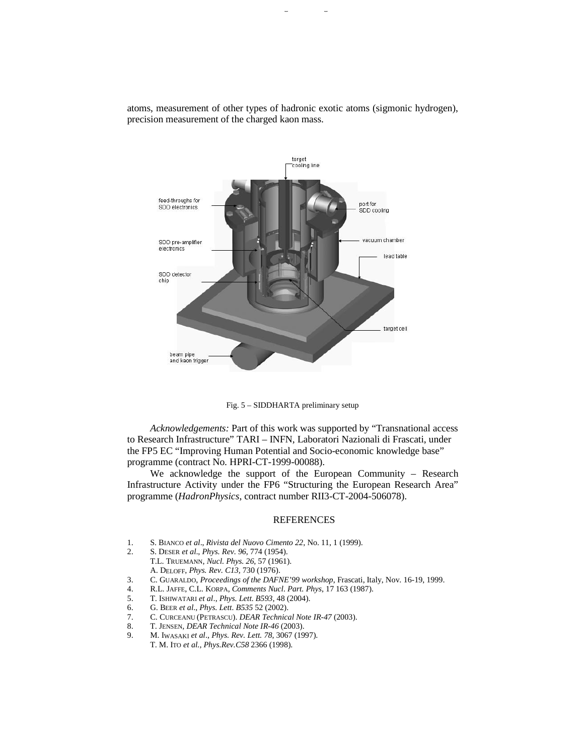atoms, measurement of other types of hadronic exotic atoms (sigmonic hydrogen), precision measurement of the charged kaon mass.

target cooling line

feed-throughs for SDD electronics

port for SDD cooling

SDD pre-amplifier electronics

vacuum chamber

lead table

SDD detector chip

target cell

beam pipe and kaon trigger

Fig. 5 – SIDDHARTA preliminary setup

*Acknowledgements:* Part of this work was supported by "Transnational access to Research Infrastructure" TARI – INFN, Laboratori Nazionali di Frascati, under the FP5 EC "Improving Human Potential and Socio-economic knowledge base" programme (contract No. HPRI-CT-1999-00088).

We acknowledge the support of the European Community – Research Infrastructure Activity under the FP6 "Structuring the European Research Area" programme (*HadronPhysics*, contract number RII3-CT-2004-506078).

## REFERENCES

1. S. Bianco *et al*., *Rivista del Nuovo Cimento 22*, No. 11, 1 (1999).
2. S. Deser *et al*., *Phys. Rev. 96*, 774 (1954).
   T.L. Truemann, *Nucl. Phys. 26*, 57 (1961).
   A. Deloff, *Phys. Rev. C13*, 730 (1976).
3. C. Guaraldo, *Proceedings of the DAFNE'99 workshop*, Frascati, Italy, Nov. 16-19, 1999.
4. R.L. Jaffe, C.L. Korpa, *Comments Nucl. Part. Phys*, 17 163 (1987).
5. T. Ishiwatari *et al*., *Phys. Lett. B593*, 48 (2004).
6. G. Beer *et al*., *Phys. Lett. B535* 52 (2002).
7. C. Curceanu (Petrascu). *DEAR Technical Note IR-47* (2003).
8. T. Jensen, *DEAR Technical Note IR-46* (2003).
9. M. Iwasaki *et al*., *Phys. Rev. Lett. 78*, 3067 (1997).
   T. M. Ito *et al., Phys.Rev.C58* 2366 (1998).